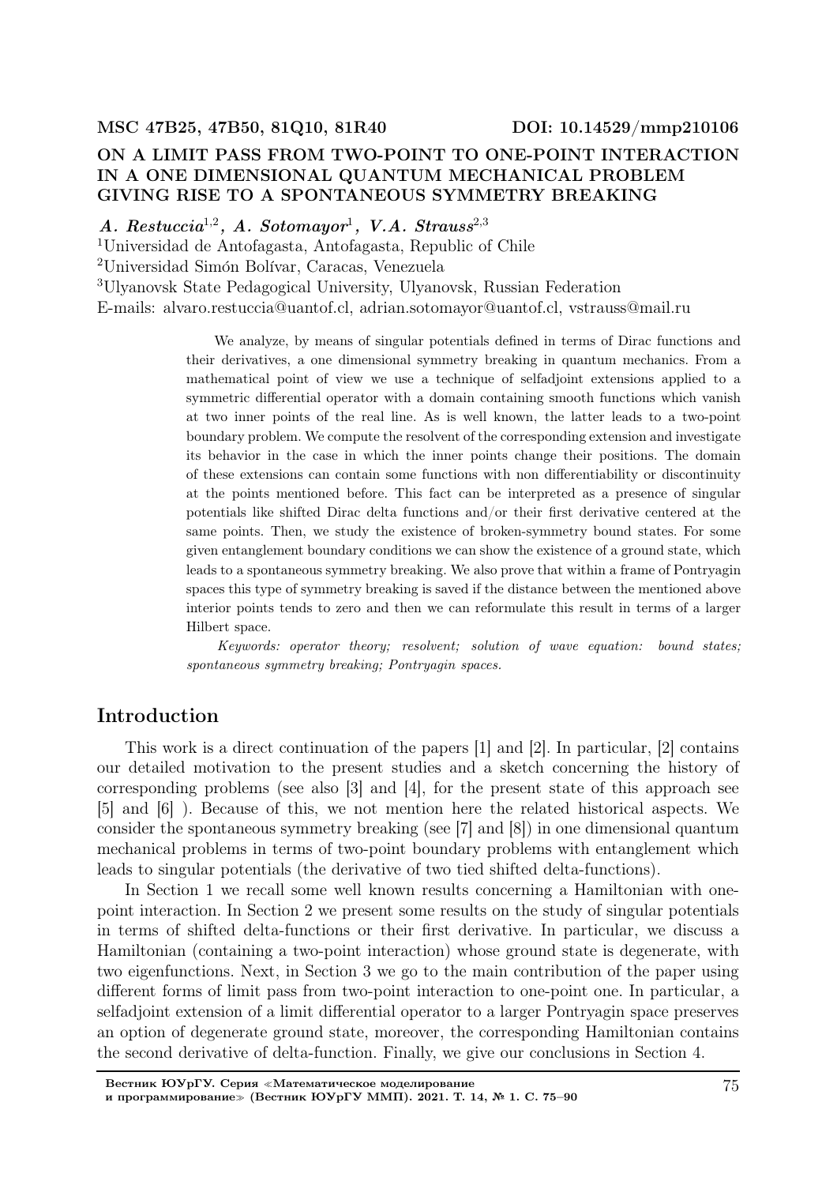MSC 47B25, 47B50, 81Q10, 81R40 DOI: 10.14529/mmp210106

# ON A LIMIT PASS FROM TWO-POINT TO ONE-POINT INTERACTION IN A ONE DIMENSIONAL QUANTUM MECHANICAL PROBLEM GIVING RISE TO A SPONTANEOUS SYMMETRY BREAKING

***A. Restuccia***[1,2]***, A. Sotomayor***[1]***, V.A. Strauss***[2,3]

[1]Universidad de Antofagasta, Antofagasta, Republic of Chile

[2]Universidad Simón Bolívar, Caracas, Venezuela

[3]Ulyanovsk State Pedagogical University, Ulyanovsk, Russian Federation

E-mails: alvaro.restuccia@uantof.cl, adrian.sotomayor@uantof.cl, vstrauss@mail.ru

We analyze, by means of singular potentials defined in terms of Dirac functions and their derivatives, a one dimensional symmetry breaking in quantum mechanics. From a mathematical point of view we use a technique of selfadjoint extensions applied to a symmetric differential operator with a domain containing smooth functions which vanish at two inner points of the real line. As is well known, the latter leads to a two-point boundary problem. We compute the resolvent of the corresponding extension and investigate its behavior in the case in which the inner points change their positions. The domain of these extensions can contain some functions with non differentiability or discontinuity at the points mentioned before. This fact can be interpreted as a presence of singular potentials like shifted Dirac delta functions and/or their first derivative centered at the same points. Then, we study the existence of broken-symmetry bound states. For some given entanglement boundary conditions we can show the existence of a ground state, which leads to a spontaneous symmetry breaking. We also prove that within a frame of Pontryagin spaces this type of symmetry breaking is saved if the distance between the mentioned above interior points tends to zero and then we can reformulate this result in terms of a larger Hilbert space.

*Keywords: operator theory; resolvent; solution of wave equation: bound states; spontaneous symmetry breaking; Pontryagin spaces.*

## Introduction

This work is a direct continuation of the papers [1] and [2]. In particular, [2] contains our detailed motivation to the present studies and a sketch concerning the history of corresponding problems (see also [3] and [4], for the present state of this approach see [5] and [6] ). Because of this, we not mention here the related historical aspects. We consider the spontaneous symmetry breaking (see [7] and [8]) in one dimensional quantum mechanical problems in terms of two-point boundary problems with entanglement which leads to singular potentials (the derivative of two tied shifted delta-functions).

In Section 1 we recall some well known results concerning a Hamiltonian with one-point interaction. In Section 2 we present some results on the study of singular potentials in terms of shifted delta-functions or their first derivative. In particular, we discuss a Hamiltonian (containing a two-point interaction) whose ground state is degenerate, with two eigenfunctions. Next, in Section 3 we go to the main contribution of the paper using different forms of limit pass from two-point interaction to one-point one. In particular, a selfadjoint extension of a limit differential operator to a larger Pontryagin space preserves an option of degenerate ground state, moreover, the corresponding Hamiltonian contains the second derivative of delta-function. Finally, we give our conclusions in Section 4.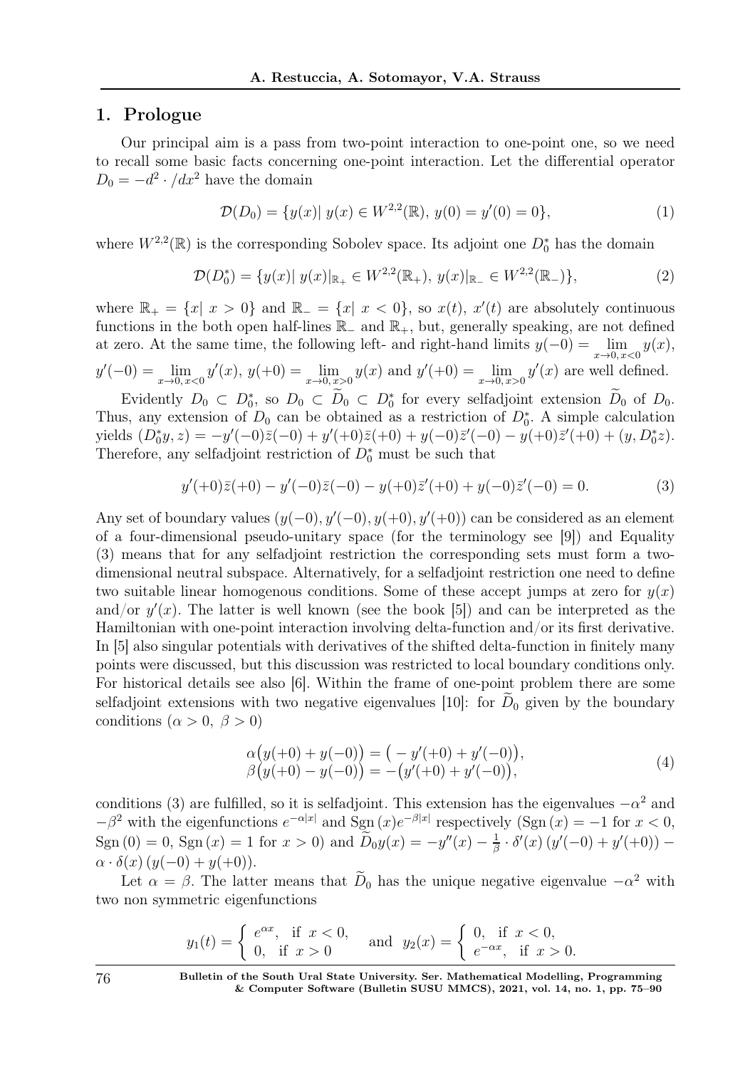## 1. Prologue

Our principal aim is a pass from two-point interaction to one-point one, so we need to recall some basic facts concerning one-point interaction. Let the differential operator $D_0 = -d^2 \cdot /dx^2$ have the domain

$$\mathcal{D}(D_0) = \{y(x)|\ y(x) \in W^{2,2}(\mathbb{R}),\ y(0) = y'(0) = 0\}, \tag{1}$$

where $W^{2,2}(\mathbb{R})$ is the corresponding Sobolev space. Its adjoint one $D_0^*$ has the domain

$$\mathcal{D}(D_0^*) = \{y(x)|\ y(x)|_{\mathbb{R}_+} \in W^{2,2}(\mathbb{R}_+),\ y(x)|_{\mathbb{R}_-} \in W^{2,2}(\mathbb{R}_-)\}, \tag{2}$$

where $\mathbb{R}_+ = \{x|\ x > 0\}$ and $\mathbb{R}_- = \{x|\ x < 0\}$, so $x(t)$, $x'(t)$ are absolutely continuous functions in the both open half-lines $\mathbb{R}_-$ and $\mathbb{R}_+$, but, generally speaking, are not defined at zero. At the same time, the following left- and right-hand limits $y(-0) = \lim\limits_{x\to 0,\, x<0} y(x)$, $y'(-0) = \lim\limits_{x\to 0,\, x<0} y'(x)$, $y(+0) = \lim\limits_{x\to 0,\, x>0} y(x)$ and $y'(+0) = \lim\limits_{x\to 0,\, x>0} y'(x)$ are well defined.

Evidently $D_0 \subset D_0^*$, so $D_0 \subset \widetilde{D}_0 \subset D_0^*$ for every selfadjoint extension $\widetilde{D}_0$ of $D_0$. Thus, any extension of $D_0$ can be obtained as a restriction of $D_0^*$. A simple calculation yields $(D_0^* y, z) = -y'(-0)\bar{z}(-0) + y'(+0)\bar{z}(+0) + y(-0)\bar{z}'(-0) - y(+0)\bar{z}'(+0) + (y, D_0^* z)$. Therefore, any selfadjoint restriction of $D_0^*$ must be such that

$$y'(+0)\bar{z}(+0) - y'(-0)\bar{z}(-0) - y(+0)\bar{z}'(+0) + y(-0)\bar{z}'(-0) = 0. \tag{3}$$

Any set of boundary values $(y(-0), y'(-0), y(+0), y'(+0))$ can be considered as an element of a four-dimensional pseudo-unitary space (for the terminology see [9]) and Equality (3) means that for any selfadjoint restriction the corresponding sets must form a two-dimensional neutral subspace. Alternatively, for a selfadjoint restriction one need to define two suitable linear homogenous conditions. Some of these accept jumps at zero for $y(x)$ and/or $y'(x)$. The latter is well known (see the book [5]) and can be interpreted as the Hamiltonian with one-point interaction involving delta-function and/or its first derivative. In [5] also singular potentials with derivatives of the shifted delta-function in finitely many points were discussed, but this discussion was restricted to local boundary conditions only. For historical details see also [6]. Within the frame of one-point problem there are some selfadjoint extensions with two negative eigenvalues [10]: for $\widetilde{D}_0$ given by the boundary conditions ($\alpha > 0,\ \beta > 0$)

$$\begin{aligned} \alpha\big(y(+0) + y(-0)\big) &= \big(-y'(+0) + y'(-0)\big), \\ \beta\big(y(+0) - y(-0)\big) &= -\big(y'(+0) + y'(-0)\big), \end{aligned} \tag{4}$$

conditions (3) are fulfilled, so it is selfadjoint. This extension has the eigenvalues $-\alpha^2$ and $-\beta^2$ with the eigenfunctions $e^{-\alpha|x|}$ and $\mathrm{Sgn}\,(x)e^{-\beta|x|}$ respectively ($\mathrm{Sgn}\,(x) = -1$ for $x < 0$, $\mathrm{Sgn}\,(0) = 0$, $\mathrm{Sgn}\,(x) = 1$ for $x > 0$) and $\widetilde{D}_0 y(x) = -y''(x) - \frac{1}{\beta} \cdot \delta'(x)\,(y'(-0) + y'(+0)) - \alpha \cdot \delta(x)\,(y(-0) + y(+0))$.

Let $\alpha = \beta$. The latter means that $\widetilde{D}_0$ has the unique negative eigenvalue $-\alpha^2$ with two non symmetric eigenfunctions

$$y_1(t) = \begin{cases} e^{\alpha x}, & \text{if } x < 0, \\ 0, & \text{if } x > 0 \end{cases} \quad \text{and} \quad y_2(x) = \begin{cases} 0, & \text{if } x < 0, \\ e^{-\alpha x}, & \text{if } x > 0. \end{cases}$$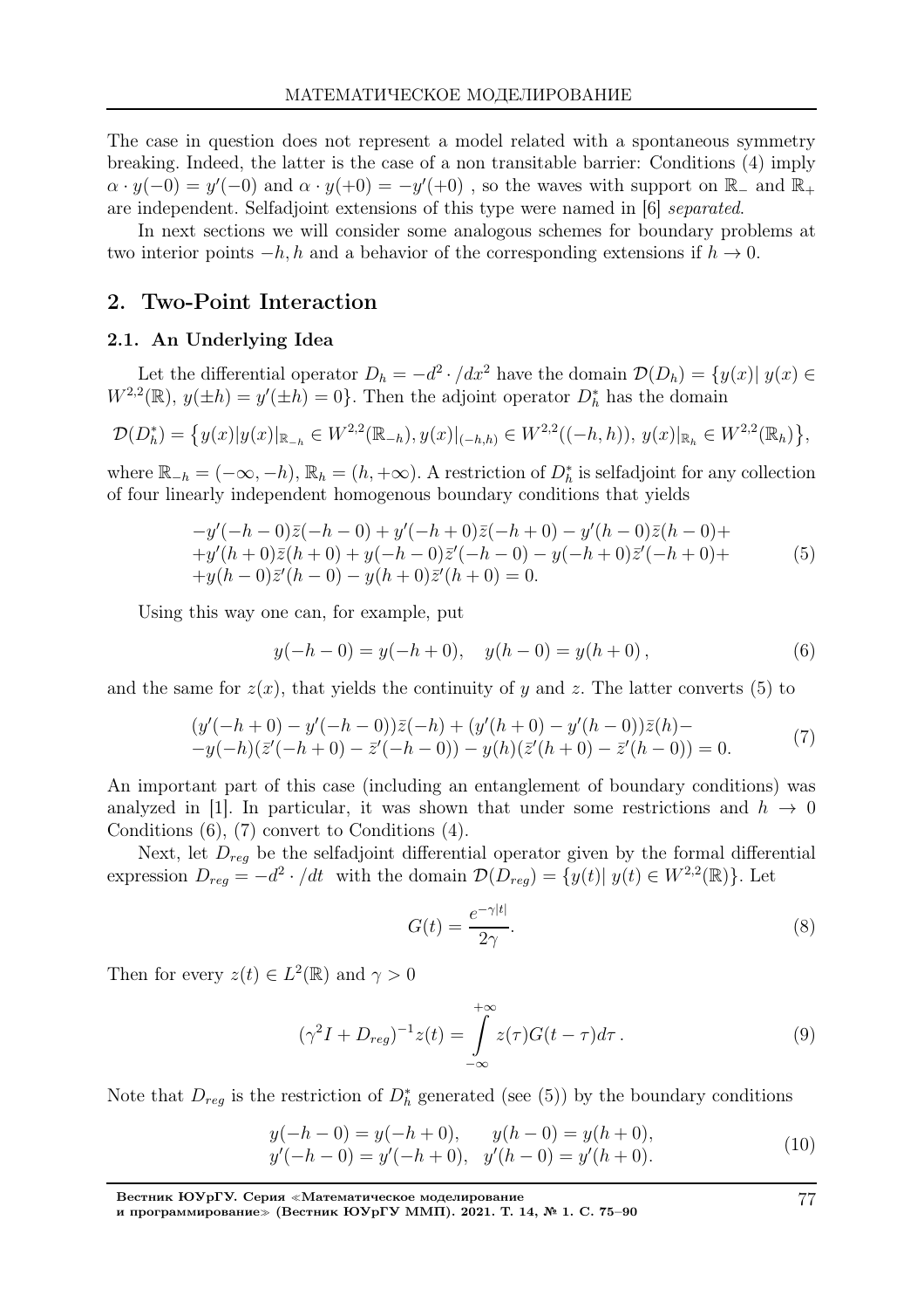The case in question does not represent a model related with a spontaneous symmetry breaking. Indeed, the latter is the case of a non transitable barrier: Conditions (4) imply $\alpha \cdot y(-0) = y'(-0)$ and $\alpha \cdot y(+0) = -y'(+0)$ , so the waves with support on $\mathbb{R}_-$ and $\mathbb{R}_+$ are independent. Selfadjoint extensions of this type were named in [6] *separated*.

In next sections we will consider some analogous schemes for boundary problems at two interior points $-h, h$ and a behavior of the corresponding extensions if $h \to 0$.

## 2. Two-Point Interaction

### 2.1. An Underlying Idea

Let the differential operator $D_h = -d^2 \cdot /dx^2$ have the domain $\mathcal{D}(D_h) = \{y(x)|\ y(x) \in W^{2,2}(\mathbb{R}),\ y(\pm h) = y'(\pm h) = 0\}$. Then the adjoint operator $D_h^*$ has the domain

$$\mathcal{D}(D_h^*) = \big\{y(x)|y(x)|_{\mathbb{R}_{-h}} \in W^{2,2}(\mathbb{R}_{-h}), y(x)|_{(-h,h)} \in W^{2,2}((-h,h)),\ y(x)|_{\mathbb{R}_h} \in W^{2,2}(\mathbb{R}_h)\big\},$$

where $\mathbb{R}_{-h} = (-\infty, -h)$, $\mathbb{R}_h = (h, +\infty)$. A restriction of $D_h^*$ is selfadjoint for any collection of four linearly independent homogenous boundary conditions that yields

$$\begin{aligned}
&-y'(-h-0)\bar{z}(-h-0) + y'(-h+0)\bar{z}(-h+0) - y'(h-0)\bar{z}(h-0)+ \\
&+y'(h+0)\bar{z}(h+0) + y(-h-0)\bar{z}'(-h-0) - y(-h+0)\bar{z}'(-h+0)+ \\
&+y(h-0)\bar{z}'(h-0) - y(h+0)\bar{z}'(h+0) = 0.
\end{aligned} \tag{5}$$

Using this way one can, for example, put

$$y(-h-0) = y(-h+0), \quad y(h-0) = y(h+0)\,, \tag{6}$$

and the same for $z(x)$, that yields the continuity of $y$ and $z$. The latter converts (5) to

$$\begin{aligned}
&(y'(-h+0) - y'(-h-0))\bar{z}(-h) + (y'(h+0) - y'(h-0))\bar{z}(h)- \\
&-y(-h)(\bar{z}'(-h+0) - \bar{z}'(-h-0)) - y(h)(\bar{z}'(h+0) - \bar{z}'(h-0)) = 0.
\end{aligned} \tag{7}$$

An important part of this case (including an entanglement of boundary conditions) was analyzed in [1]. In particular, it was shown that under some restrictions and $h \to 0$ Conditions (6), (7) convert to Conditions (4).

Next, let $D_{reg}$ be the selfadjoint differential operator given by the formal differential expression $D_{reg} = -d^2 \cdot /dt$ with the domain $\mathcal{D}(D_{reg}) = \{y(t)|\ y(t) \in W^{2,2}(\mathbb{R})\}$. Let

$$G(t) = \frac{e^{-\gamma|t|}}{2\gamma}. \tag{8}$$

Then for every $z(t) \in L^2(\mathbb{R})$ and $\gamma > 0$

$$(\gamma^2 I + D_{reg})^{-1} z(t) = \int\limits_{-\infty}^{+\infty} z(\tau)G(t-\tau)d\tau\,. \tag{9}$$

Note that $D_{reg}$ is the restriction of $D_h^*$ generated (see (5)) by the boundary conditions

$$\begin{aligned}
&y(-h-0) = y(-h+0), \qquad y(h-0) = y(h+0), \\
&y'(-h-0) = y'(-h+0), \quad y'(h-0) = y'(h+0).
\end{aligned} \tag{10}$$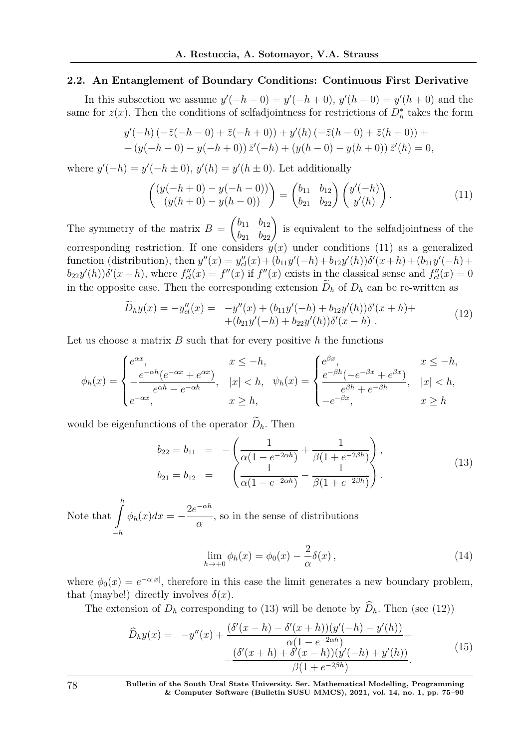### 2.2. An Entanglement of Boundary Conditions: Continuous First Derivative

In this subsection we assume $y'(-h-0) = y'(-h+0)$, $y'(h-0) = y'(h+0)$ and the same for $z(x)$. Then the conditions of selfadjointness for restrictions of $D_h^*$ takes the form

$$
\begin{aligned}
&y'(-h)\left(-\bar{z}(-h-0) + \bar{z}(-h+0)\right) + y'(h)\left(-\bar{z}(h-0) + \bar{z}(h+0)\right) + \\
&+ \left(y(-h-0) - y(-h+0)\right)\bar{z}'(-h) + \left(y(h-0) - y(h+0)\right)\bar{z}'(h) = 0,
\end{aligned}
$$

where $y'(-h) = y'(-h \pm 0)$, $y'(h) = y'(h \pm 0)$. Let additionally

$$
\begin{pmatrix} (y(-h+0) - y(-h-0)) \\ (y(h+0) - y(h-0)) \end{pmatrix} = \begin{pmatrix} b_{11} & b_{12} \\ b_{21} & b_{22} \end{pmatrix} \begin{pmatrix} y'(-h) \\ y'(h) \end{pmatrix}. \tag{11}
$$

The symmetry of the matrix $B = \begin{pmatrix} b_{11} & b_{12} \\ b_{21} & b_{22} \end{pmatrix}$ is equivalent to the selfadjointness of the corresponding restriction. If one considers $y(x)$ under conditions (11) as a generalized function (distribution), then $y''(x) = y''_{cl}(x) + (b_{11}y'(-h) + b_{12}y'(h))\delta'(x+h) + (b_{21}y'(-h) + b_{22}y'(h))\delta'(x-h)$, where $f''_{cl}(x) = f''(x)$ if $f''(x)$ exists in the classical sense and $f''_{cl}(x) = 0$ in the opposite case. Then the corresponding extension $\widetilde{D}_h$ of $D_h$ can be re-written as

$$
\begin{aligned}
\widetilde{D}_h y(x) = -y''_{cl}(x) = \ & -y''(x) + (b_{11}y'(-h) + b_{12}y'(h))\delta'(x+h) + \\
& + (b_{21}y'(-h) + b_{22}y'(h))\delta'(x-h)\ .
\end{aligned} \tag{12}
$$

Let us choose a matrix $B$ such that for every positive $h$ the functions

$$
\phi_h(x) = \begin{cases} e^{\alpha x}, & x \le -h, \\ -\dfrac{e^{-\alpha h}(e^{-\alpha x} + e^{\alpha x})}{e^{\alpha h} - e^{-\alpha h}}, & |x| < h, \\ e^{-\alpha x}, & x \ge h, \end{cases} \quad \psi_h(x) = \begin{cases} e^{\beta x}, & x \le -h, \\ \dfrac{e^{-\beta h}(-e^{-\beta x} + e^{\beta x})}{e^{\beta h} + e^{-\beta h}}, & |x| < h, \\ -e^{-\beta x}, & x \ge h \end{cases}
$$

would be eigenfunctions of the operator $\widetilde{D}_h$. Then

$$
\begin{aligned}
b_{22} = b_{11} &= -\left(\frac{1}{\alpha(1 - e^{-2\alpha h})} + \frac{1}{\beta(1 + e^{-2\beta h})}\right), \\
b_{21} = b_{12} &= \left(\frac{1}{\alpha(1 - e^{-2\alpha h})} - \frac{1}{\beta(1 + e^{-2\beta h})}\right).
\end{aligned} \tag{13}
$$

Note that $\displaystyle\int_{-h}^{h} \phi_h(x)dx = -\frac{2e^{-\alpha h}}{\alpha}$, so in the sense of distributions

$$
\lim_{h \to +0} \phi_h(x) = \phi_0(x) - \frac{2}{\alpha}\delta(x)\,, \tag{14}
$$

where $\phi_0(x) = e^{-\alpha|x|}$, therefore in this case the limit generates a new boundary problem, that (maybe!) directly involves $\delta(x)$.

The extension of $D_h$ corresponding to (13) will be denote by $\widehat{D}_h$. Then (see (12))

$$
\begin{aligned}
\widehat{D}_h y(x) = \ & -y''(x) + \frac{(\delta'(x-h) - \delta'(x+h))(y'(-h) - y'(h))}{\alpha(1 - e^{-2\alpha h})} - \\
& - \frac{(\delta'(x+h) + \delta'(x-h))(y'(-h) + y'(h))}{\beta(1 + e^{-2\beta h})}.
\end{aligned} \tag{15}
$$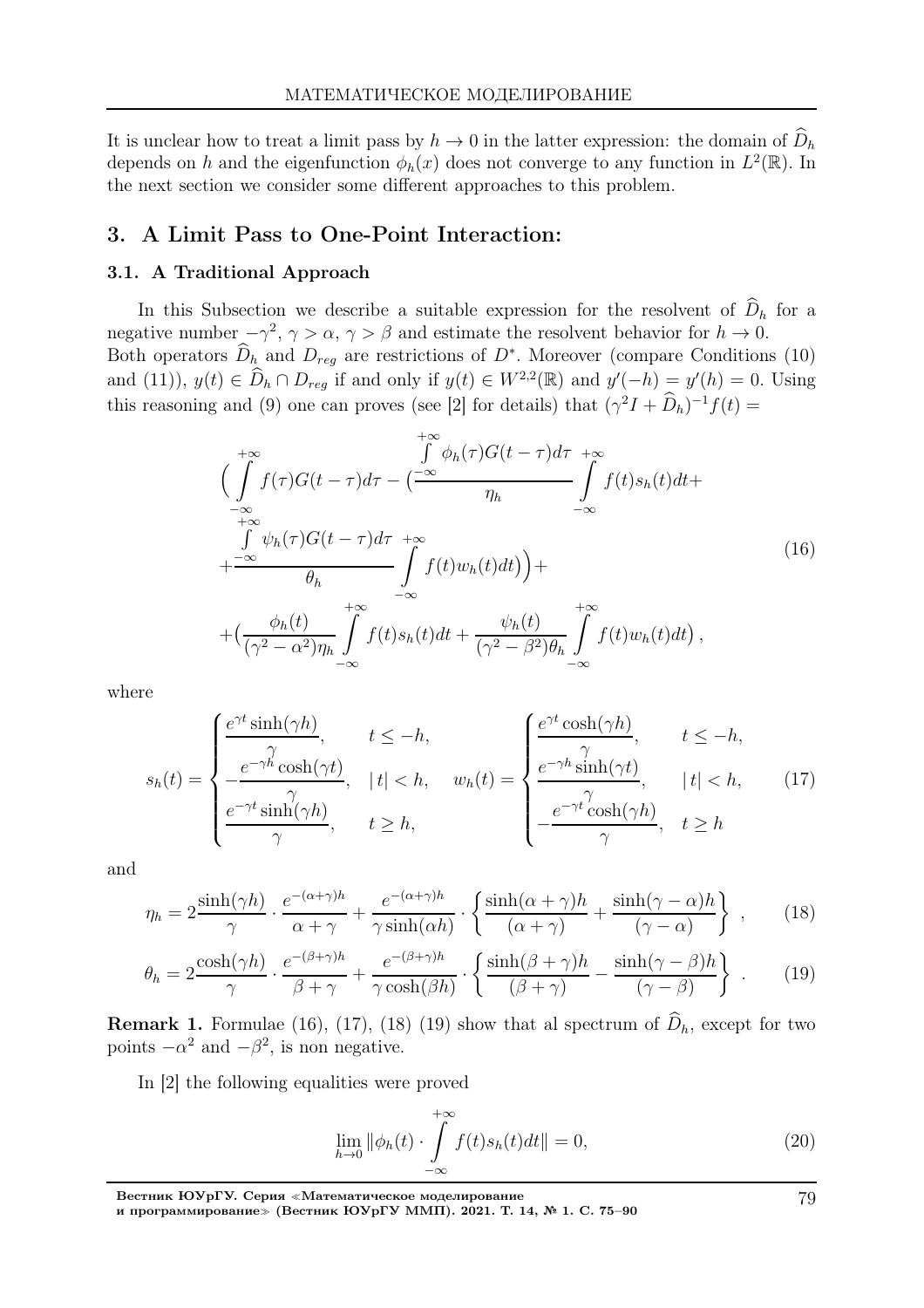It is unclear how to treat a limit pass by $h \to 0$ in the latter expression: the domain of $\widehat{D}_h$ depends on $h$ and the eigenfunction $\phi_h(x)$ does not converge to any function in $L^2(\mathbb{R})$. In the next section we consider some different approaches to this problem.

## 3. A Limit Pass to One-Point Interaction:

### 3.1. A Traditional Approach

In this Subsection we describe a suitable expression for the resolvent of $\widehat{D}_h$ for a negative number $-\gamma^2$, $\gamma > \alpha$, $\gamma > \beta$ and estimate the resolvent behavior for $h \to 0$. Both operators $\widehat{D}_h$ and $D_{reg}$ are restrictions of $D^*$. Moreover (compare Conditions (10) and (11)), $y(t) \in \widehat{D}_h \cap D_{reg}$ if and only if $y(t) \in W^{2,2}(\mathbb{R})$ and $y'(-h) = y'(h) = 0$. Using this reasoning and (9) one can proves (see [2] for details) that $(\gamma^2 I + \widehat{D}_h)^{-1} f(t) =$

$$
\begin{aligned}
&\Big( \int\limits_{-\infty}^{+\infty} f(\tau) G(t-\tau) d\tau - \Big( \frac{\int\limits_{-\infty}^{+\infty} \phi_h(\tau) G(t-\tau) d\tau}{\eta_h} \int\limits_{-\infty}^{+\infty} f(t) s_h(t) dt + \\
&+ \frac{\int\limits_{-\infty}^{+\infty} \psi_h(\tau) G(t-\tau) d\tau}{\theta_h} \int\limits_{-\infty}^{+\infty} f(t) w_h(t) dt \Big) \Big) + \\
&+ \Big( \frac{\phi_h(t)}{(\gamma^2 - \alpha^2)\eta_h} \int\limits_{-\infty}^{+\infty} f(t) s_h(t) dt + \frac{\psi_h(t)}{(\gamma^2 - \beta^2)\theta_h} \int\limits_{-\infty}^{+\infty} f(t) w_h(t) dt \Big),
\end{aligned}
\tag{16}
$$

where

$$
s_h(t) = \begin{cases} \dfrac{e^{\gamma t} \sinh(\gamma h)}{\gamma}, & t \le -h, \\ -\dfrac{e^{-\gamma h} \cosh(\gamma t)}{\gamma}, & |t| < h, \\ \dfrac{e^{-\gamma t} \sinh(\gamma h)}{\gamma}, & t \ge h, \end{cases} \quad
w_h(t) = \begin{cases} \dfrac{e^{\gamma t} \cosh(\gamma h)}{\gamma}, & t \le -h, \\ \dfrac{e^{-\gamma h} \sinh(\gamma t)}{\gamma}, & |t| < h, \\ -\dfrac{e^{-\gamma t} \cosh(\gamma h)}{\gamma}, & t \ge h \end{cases}
\tag{17}
$$

and

$$
\eta_h = 2 \frac{\sinh(\gamma h)}{\gamma} \cdot \frac{e^{-(\alpha+\gamma)h}}{\alpha + \gamma} + \frac{e^{-(\alpha+\gamma)h}}{\gamma \sinh(\alpha h)} \cdot \left\{ \frac{\sinh(\alpha+\gamma)h}{(\alpha+\gamma)} + \frac{\sinh(\gamma-\alpha)h}{(\gamma-\alpha)} \right\}, \tag{18}
$$

$$
\theta_h = 2 \frac{\cosh(\gamma h)}{\gamma} \cdot \frac{e^{-(\beta+\gamma)h}}{\beta + \gamma} + \frac{e^{-(\beta+\gamma)h}}{\gamma \cosh(\beta h)} \cdot \left\{ \frac{\sinh(\beta+\gamma)h}{(\beta+\gamma)} - \frac{\sinh(\gamma-\beta)h}{(\gamma-\beta)} \right\}. \tag{19}
$$

**Remark 1.** Formulae (16), (17), (18) (19) show that al spectrum of $\widehat{D}_h$, except for two points $-\alpha^2$ and $-\beta^2$, is non negative.

In [2] the following equalities were proved

$$
\lim_{h \to 0} \|\phi_h(t) \cdot \int\limits_{-\infty}^{+\infty} f(t) s_h(t) dt\| = 0, \tag{20}
$$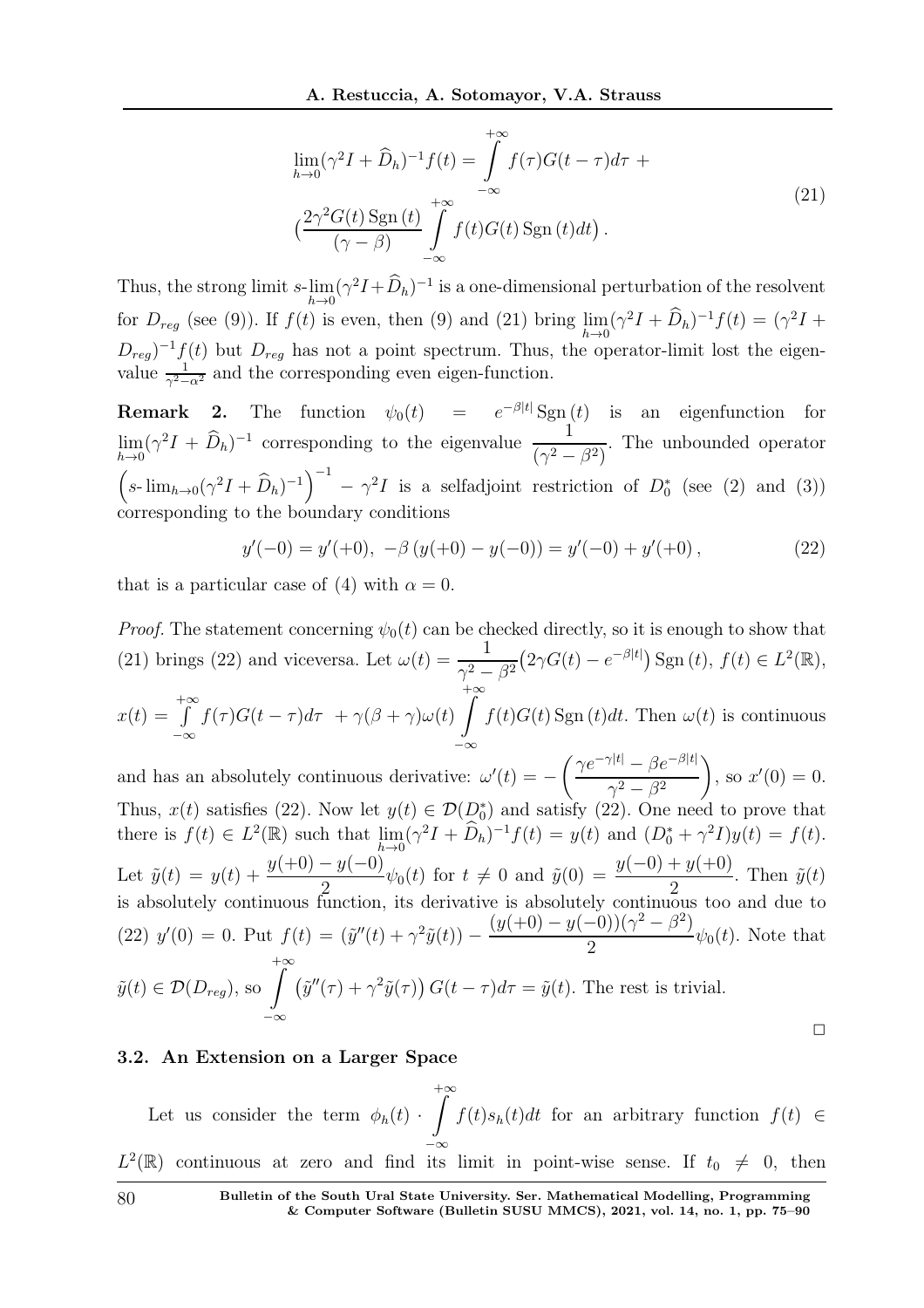$$
\lim_{h\to 0}(\gamma^2 I + \widehat{D}_h)^{-1} f(t) = \int_{-\infty}^{+\infty} f(\tau) G(t-\tau) d\tau + \Big(\frac{2\gamma^2 G(t)\,\mathrm{Sgn}\,(t)}{(\gamma-\beta)} \int_{-\infty}^{+\infty} f(t) G(t)\,\mathrm{Sgn}\,(t) dt\Big). \tag{21}
$$

Thus, the strong limit $s\text{-}\lim_{h\to 0}(\gamma^2 I + \widehat{D}_h)^{-1}$ is a one-dimensional perturbation of the resolvent for $D_{reg}$ (see (9)). If $f(t)$ is even, then (9) and (21) bring $\lim_{h\to 0}(\gamma^2 I + \widehat{D}_h)^{-1} f(t) = (\gamma^2 I + D_{reg})^{-1} f(t)$ but $D_{reg}$ has not a point spectrum. Thus, the operator-limit lost the eigenvalue $\frac{1}{\gamma^2-\alpha^2}$ and the corresponding even eigen-function.

**Remark 2.** The function $\psi_0(t) = e^{-\beta|t|}\,\mathrm{Sgn}\,(t)$ is an eigenfunction for $\lim_{h\to 0}(\gamma^2 I + \widehat{D}_h)^{-1}$ corresponding to the eigenvalue $\dfrac{1}{(\gamma^2-\beta^2)}$. The unbounded operator $\Big(s\text{-}\lim_{h\to 0}(\gamma^2 I + \widehat{D}_h)^{-1}\Big)^{-1} - \gamma^2 I$ is a selfadjoint restriction of $D_0^*$ (see (2) and (3)) corresponding to the boundary conditions

$$
y'(-0) = y'(+0),\ -\beta\,(y(+0) - y(-0)) = y'(-0) + y'(+0)\,, \tag{22}
$$

that is a particular case of (4) with $\alpha = 0$.

*Proof.* The statement concerning $\psi_0(t)$ can be checked directly, so it is enough to show that (21) brings (22) and viceversa. Let $\omega(t) = \dfrac{1}{\gamma^2-\beta^2}\big(2\gamma G(t) - e^{-\beta|t|}\big)\,\mathrm{Sgn}\,(t)$, $f(t) \in L^2(\mathbb{R})$, $x(t) = \int_{-\infty}^{+\infty} f(\tau) G(t-\tau) d\tau\ + \gamma(\beta+\gamma)\omega(t) \int_{-\infty}^{+\infty} f(t) G(t)\,\mathrm{Sgn}\,(t) dt$. Then $\omega(t)$ is continuous and has an absolutely continuous derivative: $\omega'(t) = -\left(\dfrac{\gamma e^{-\gamma|t|} - \beta e^{-\beta|t|}}{\gamma^2-\beta^2}\right)$, so $x'(0) = 0$. Thus, $x(t)$ satisfies (22). Now let $y(t) \in \mathcal{D}(D_0^*)$ and satisfy (22). One need to prove that there is $f(t) \in L^2(\mathbb{R})$ such that $\lim_{h\to 0}(\gamma^2 I + \widehat{D}_h)^{-1} f(t) = y(t)$ and $(D_0^* + \gamma^2 I) y(t) = f(t)$. Let $\tilde{y}(t) = y(t) + \dfrac{y(+0) - y(-0)}{2}\psi_0(t)$ for $t \neq 0$ and $\tilde{y}(0) = \dfrac{y(-0) + y(+0)}{2}$. Then $\tilde{y}(t)$ is absolutely continuous function, its derivative is absolutely continuous too and due to (22) $y'(0) = 0$. Put $f(t) = (\tilde{y}''(t) + \gamma^2 \tilde{y}(t)) - \dfrac{(y(+0) - y(-0))(\gamma^2-\beta^2)}{2}\psi_0(t)$. Note that $\tilde{y}(t) \in \mathcal{D}(D_{reg})$, so $\int_{-\infty}^{+\infty} \big(\tilde{y}''(\tau) + \gamma^2 \tilde{y}(\tau)\big) G(t-\tau) d\tau = \tilde{y}(t)$. The rest is trivial.

□

### 3.2. An Extension on a Larger Space

Let us consider the term $\phi_h(t) \cdot \int_{-\infty}^{+\infty} f(t) s_h(t) dt$ for an arbitrary function $f(t) \in L^2(\mathbb{R})$ continuous at zero and find its limit in point-wise sense. If $t_0 \neq 0$, then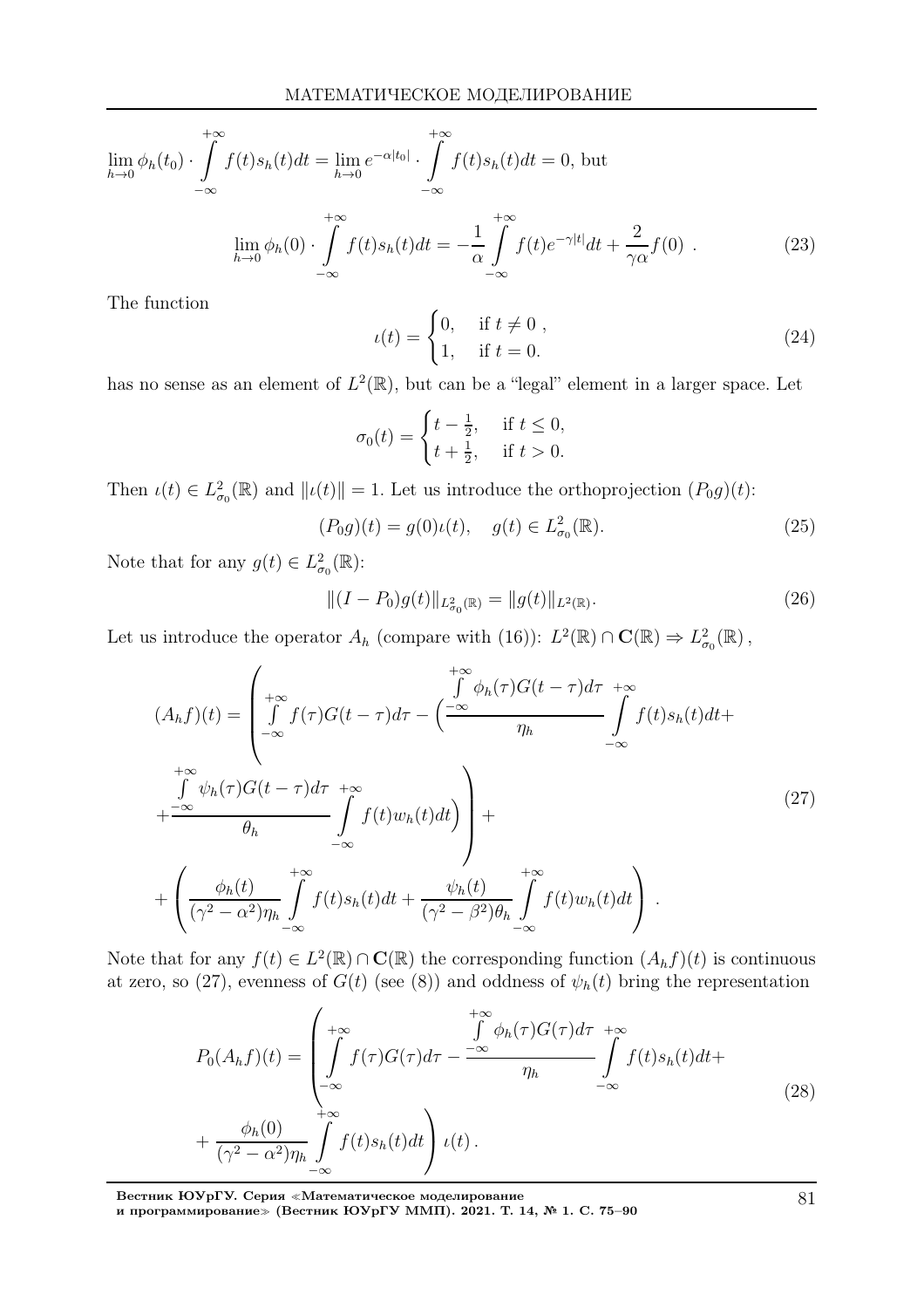$$\lim_{h\to 0}\phi_h(t_0)\cdot\int_{-\infty}^{+\infty} f(t)s_h(t)dt = \lim_{h\to 0} e^{-\alpha|t_0|}\cdot\int_{-\infty}^{+\infty} f(t)s_h(t)dt = 0, \text{ but}$$

$$\lim_{h\to 0}\phi_h(0)\cdot\int_{-\infty}^{+\infty} f(t)s_h(t)dt = -\frac{1}{\alpha}\int_{-\infty}^{+\infty} f(t)e^{-\gamma|t|}dt + \frac{2}{\gamma\alpha}f(0)\ . \tag{23}$$

The function

$$\iota(t) = \begin{cases} 0, & \text{if } t \neq 0\ , \\ 1, & \text{if } t = 0. \end{cases} \tag{24}$$

has no sense as an element of $L^2(\mathbb{R})$, but can be a "legal" element in a larger space. Let

$$\sigma_0(t) = \begin{cases} t - \frac{1}{2}, & \text{if } t \leq 0, \\ t + \frac{1}{2}, & \text{if } t > 0. \end{cases}$$

Then $\iota(t) \in L^2_{\sigma_0}(\mathbb{R})$ and $\|\iota(t)\| = 1$. Let us introduce the orthoprojection $(P_0 g)(t)$:

$$(P_0 g)(t) = g(0)\iota(t), \quad g(t) \in L^2_{\sigma_0}(\mathbb{R}). \tag{25}$$

Note that for any $g(t) \in L^2_{\sigma_0}(\mathbb{R})$:

$$\|(I - P_0)g(t)\|_{L^2_{\sigma_0}(\mathbb{R})} = \|g(t)\|_{L^2(\mathbb{R})}. \tag{26}$$

Let us introduce the operator $A_h$ (compare with (16)): $L^2(\mathbb{R}) \cap \mathbf{C}(\mathbb{R}) \Rightarrow L^2_{\sigma_0}(\mathbb{R})$,

$$\begin{aligned}(A_h f)(t) = &\left(\int_{-\infty}^{+\infty} f(\tau)G(t-\tau)d\tau - \Bigg(\frac{\int_{-\infty}^{+\infty}\phi_h(\tau)G(t-\tau)d\tau}{\eta_h}\int_{-\infty}^{+\infty} f(t)s_h(t)dt + \right.\\ &\left. + \frac{\int_{-\infty}^{+\infty}\psi_h(\tau)G(t-\tau)d\tau}{\theta_h}\int_{-\infty}^{+\infty} f(t)w_h(t)dt\Bigg)\right) + \\ &+ \left(\frac{\phi_h(t)}{(\gamma^2-\alpha^2)\eta_h}\int_{-\infty}^{+\infty} f(t)s_h(t)dt + \frac{\psi_h(t)}{(\gamma^2-\beta^2)\theta_h}\int_{-\infty}^{+\infty} f(t)w_h(t)dt\right)\ .\end{aligned} \tag{27}$$

Note that for any $f(t) \in L^2(\mathbb{R}) \cap \mathbf{C}(\mathbb{R})$ the corresponding function $(A_h f)(t)$ is continuous at zero, so (27), evenness of $G(t)$ (see (8)) and oddness of $\psi_h(t)$ bring the representation

$$\begin{aligned}P_0(A_h f)(t) = &\left(\int_{-\infty}^{+\infty} f(\tau)G(\tau)d\tau - \frac{\int_{-\infty}^{+\infty}\phi_h(\tau)G(\tau)d\tau}{\eta_h}\int_{-\infty}^{+\infty} f(t)s_h(t)dt + \right.\\ &\left. + \frac{\phi_h(0)}{(\gamma^2-\alpha^2)\eta_h}\int_{-\infty}^{+\infty} f(t)s_h(t)dt\right)\iota(t)\,.\end{aligned} \tag{28}$$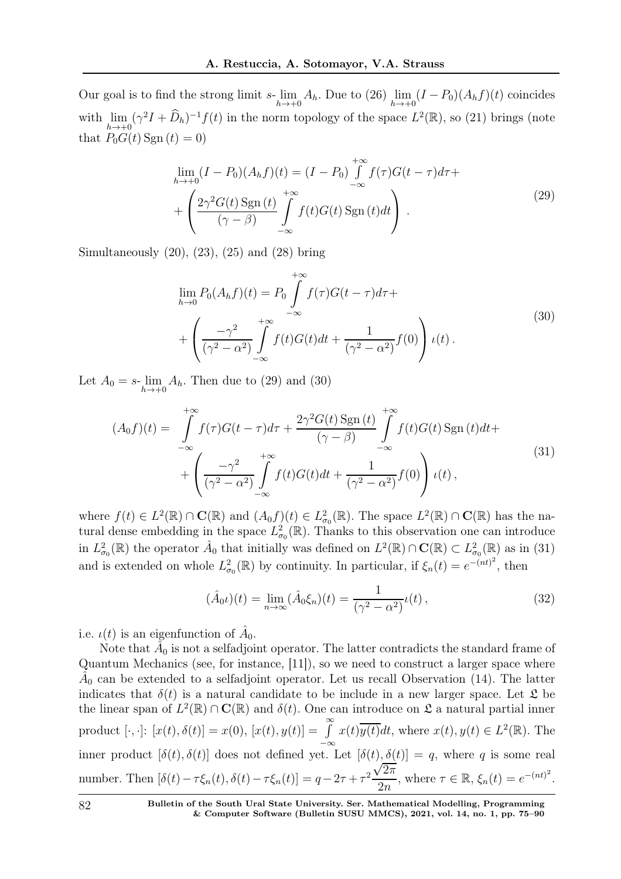Our goal is to find the strong limit $s\text{-}\lim\limits_{h\to+0} A_h$. Due to (26) $\lim\limits_{h\to+0}(I-P_0)(A_hf)(t)$ coincides with $\lim\limits_{h\to+0}(\gamma^2 I+\widehat{D}_h)^{-1}f(t)$ in the norm topology of the space $L^2(\mathbb{R})$, so (21) brings (note that $P_0G(t)\,\mathrm{Sgn}\,(t)=0$)

$$
\begin{aligned}
\lim_{h\to+0}(I-P_0)(A_hf)(t) = (I-P_0)\int\limits_{-\infty}^{+\infty} f(\tau)G(t-\tau)d\tau + \\
+\left(\frac{2\gamma^2 G(t)\,\mathrm{Sgn}\,(t)}{(\gamma-\beta)}\int\limits_{-\infty}^{+\infty} f(t)G(t)\,\mathrm{Sgn}\,(t)dt\right).
\end{aligned}
\tag{29}
$$

Simultaneously (20), (23), (25) and (28) bring

$$
\begin{aligned}
\lim_{h\to 0}P_0(A_hf)(t) = P_0\int\limits_{-\infty}^{+\infty} f(\tau)G(t-\tau)d\tau + \\
+\left(\frac{-\gamma^2}{(\gamma^2-\alpha^2)}\int\limits_{-\infty}^{+\infty} f(t)G(t)dt + \frac{1}{(\gamma^2-\alpha^2)}f(0)\right)\iota(t)\,.
\end{aligned}
\tag{30}
$$

Let $A_0 = s\text{-}\lim\limits_{h\to+0} A_h$. Then due to (29) and (30)

$$
\begin{aligned}
(A_0f)(t) = \int\limits_{-\infty}^{+\infty} f(\tau)G(t-\tau)d\tau + \frac{2\gamma^2 G(t)\,\mathrm{Sgn}\,(t)}{(\gamma-\beta)}\int\limits_{-\infty}^{+\infty} f(t)G(t)\,\mathrm{Sgn}\,(t)dt + \\
+\left(\frac{-\gamma^2}{(\gamma^2-\alpha^2)}\int\limits_{-\infty}^{+\infty} f(t)G(t)dt + \frac{1}{(\gamma^2-\alpha^2)}f(0)\right)\iota(t)\,,
\end{aligned}
\tag{31}
$$

where $f(t)\in L^2(\mathbb{R})\cap\mathbf{C}(\mathbb{R})$ and $(A_0f)(t)\in L^2_{\sigma_0}(\mathbb{R})$. The space $L^2(\mathbb{R})\cap\mathbf{C}(\mathbb{R})$ has the natural dense embedding in the space $L^2_{\sigma_0}(\mathbb{R})$. Thanks to this observation one can introduce in $L^2_{\sigma_0}(\mathbb{R})$ the operator $\hat{A}_0$ that initially was defined on $L^2(\mathbb{R})\cap\mathbf{C}(\mathbb{R})\subset L^2_{\sigma_0}(\mathbb{R})$ as in (31) and is extended on whole $L^2_{\sigma_0}(\mathbb{R})$ by continuity. In particular, if $\xi_n(t)=e^{-(nt)^2}$, then

$$
(\hat{A}_0\iota)(t) = \lim_{n\to\infty}(\hat{A}_0\xi_n)(t) = \frac{1}{(\gamma^2-\alpha^2)}\iota(t)\,,
\tag{32}
$$

i.e. $\iota(t)$ is an eigenfunction of $\hat{A}_0$.

Note that $\hat{A}_0$ is not a selfadjoint operator. The latter contradicts the standard frame of Quantum Mechanics (see, for instance, [11]), so we need to construct a larger space where $\hat{A}_0$ can be extended to a selfadjoint operator. Let us recall Observation (14). The latter indicates that $\delta(t)$ is a natural candidate to be include in a new larger space. Let $\mathfrak{L}$ be the linear span of $L^2(\mathbb{R})\cap\mathbf{C}(\mathbb{R})$ and $\delta(t)$. One can introduce on $\mathfrak{L}$ a natural partial inner product $[\cdot,\cdot]$: $[x(t),\delta(t)]=x(0)$, $[x(t),y(t)]=\int\limits_{-\infty}^{\infty}x(t)\overline{y(t)}dt$, where $x(t),y(t)\in L^2(\mathbb{R})$. The inner product $[\delta(t),\delta(t)]$ does not defined yet. Let $[\delta(t),\delta(t)]=q$, where $q$ is some real number. Then $[\delta(t)-\tau\xi_n(t),\delta(t)-\tau\xi_n(t)] = q-2\tau+\tau^2\dfrac{\sqrt{2\pi}}{2n}$, where $\tau\in\mathbb{R}$, $\xi_n(t)=e^{-(nt)^2}$.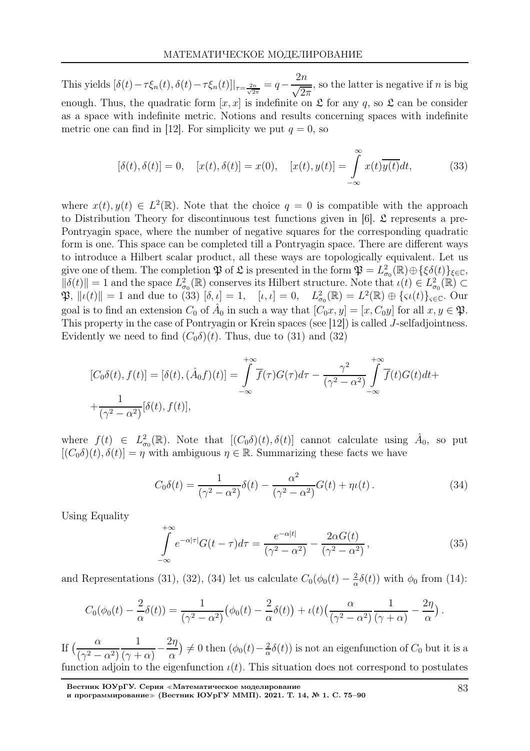This yields $[\delta(t)-\tau\xi_n(t),\delta(t)-\tau\xi_n(t)]|_{\tau=\frac{2n}{\sqrt{2\pi}}} = q-\dfrac{2n}{\sqrt{2\pi}}$, so the latter is negative if $n$ is big enough. Thus, the quadratic form $[x,x]$ is indefinite on $\mathfrak{L}$ for any $q$, so $\mathfrak{L}$ can be consider as a space with indefinite metric. Notions and results concerning spaces with indefinite metric one can find in [12]. For simplicity we put $q=0$, so

$$[\delta(t),\delta(t)]=0, \quad [x(t),\delta(t)]=x(0), \quad [x(t),y(t)]=\int\limits_{-\infty}^{\infty} x(t)\overline{y(t)}dt, \tag{33}$$

where $x(t),y(t)\in L^2(\mathbb{R})$. Note that the choice $q=0$ is compatible with the approach to Distribution Theory for discontinuous test functions given in [6]. $\mathfrak{L}$ represents a pre-Pontryagin space, where the number of negative squares for the corresponding quadratic form is one. This space can be completed till a Pontryagin space. There are different ways to introduce a Hilbert scalar product, all these ways are topologically equivalent. Let us give one of them. The completion $\mathfrak{P}$ of $\mathfrak{L}$ is presented in the form $\mathfrak{P}=L^2_{\sigma_0}(\mathbb{R})\oplus\{\xi\delta(t)\}_{\xi\in\mathbb{C}}$, $\|\delta(t)\|=1$ and the space $L^2_{\sigma_0}(\mathbb{R})$ conserves its Hilbert structure. Note that $\iota(t)\in L^2_{\sigma_0}(\mathbb{R})\subset\mathfrak{P}$, $\|\iota(t)\|=1$ and due to (33) $[\delta,\iota]=1$, $\quad [\iota,\iota]=0$, $\quad L^2_{\sigma_0}(\mathbb{R})=L^2(\mathbb{R})\oplus\{\varsigma\iota(t)\}_{\varsigma\in\mathbb{C}}$. Our goal is to find an extension $C_0$ of $\hat{A}_0$ in such a way that $[C_0x,y]=[x,C_0y]$ for all $x,y\in\mathfrak{P}$. This property in the case of Pontryagin or Krein spaces (see [12]) is called $J$-selfadjointness. Evidently we need to find $(C_0\delta)(t)$. Thus, due to (31) and (32)

$$[C_0\delta(t),f(t)]=[\delta(t),(\hat{A}_0f)(t)]=\int\limits_{-\infty}^{+\infty}\overline{f}(\tau)G(\tau)d\tau-\frac{\gamma^2}{(\gamma^2-\alpha^2)}\int\limits_{-\infty}^{+\infty}\overline{f}(t)G(t)dt+$$
$$+\frac{1}{(\gamma^2-\alpha^2)}[\delta(t),f(t)],$$

where $f(t)\in L^2_{\sigma_0}(\mathbb{R})$. Note that $[(C_0\delta)(t),\delta(t)]$ cannot calculate using $\hat{A}_0$, so put $[(C_0\delta)(t),\delta(t)]=\eta$ with ambiguous $\eta\in\mathbb{R}$. Summarizing these facts we have

$$C_0\delta(t)=\frac{1}{(\gamma^2-\alpha^2)}\delta(t)-\frac{\alpha^2}{(\gamma^2-\alpha^2)}G(t)+\eta\iota(t)\,. \tag{34}$$

Using Equality

$$\int\limits_{-\infty}^{+\infty}e^{-\alpha|\tau|}G(t-\tau)d\tau=\frac{e^{-\alpha|t|}}{(\gamma^2-\alpha^2)}-\frac{2\alpha G(t)}{(\gamma^2-\alpha^2)}\,, \tag{35}$$

and Representations (31), (32), (34) let us calculate $C_0(\phi_0(t)-\frac{2}{\alpha}\delta(t))$ with $\phi_0$ from (14):

$$C_0(\phi_0(t)-\frac{2}{\alpha}\delta(t))=\frac{1}{(\gamma^2-\alpha^2)}\big(\phi_0(t)-\frac{2}{\alpha}\delta(t)\big)+\iota(t)\Big(\frac{\alpha}{(\gamma^2-\alpha^2)}\frac{1}{(\gamma+\alpha)}-\frac{2\eta}{\alpha}\Big)\,.$$

If $\Big(\dfrac{\alpha}{(\gamma^2-\alpha^2)}\dfrac{1}{(\gamma+\alpha)}-\dfrac{2\eta}{\alpha}\Big)\neq 0$ then $(\phi_0(t)-\frac{2}{\alpha}\delta(t))$ is not an eigenfunction of $C_0$ but it is a function adjoin to the eigenfunction $\iota(t)$. This situation does not correspond to postulates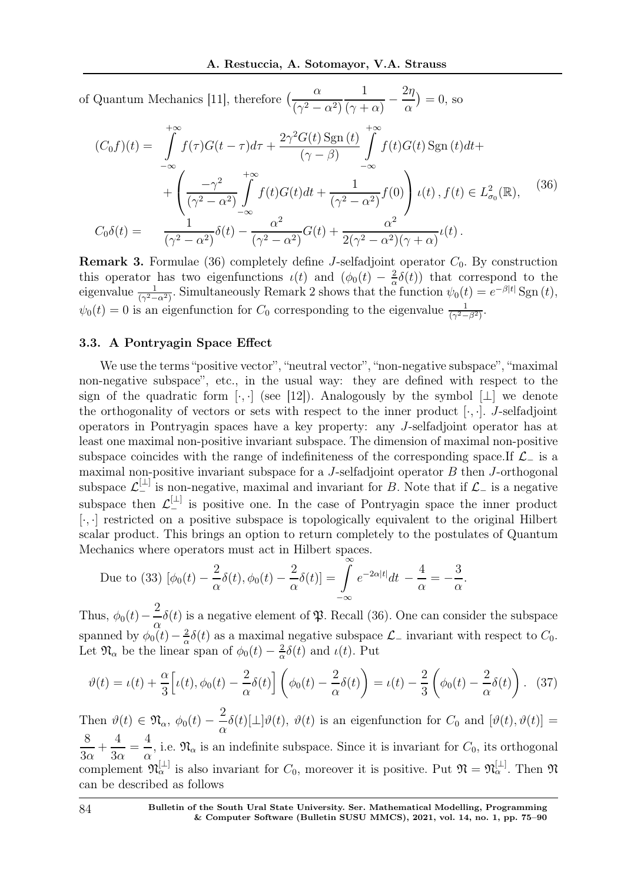of Quantum Mechanics [11], therefore $\left(\dfrac{\alpha}{(\gamma^2-\alpha^2)}\dfrac{1}{(\gamma+\alpha)} - \dfrac{2\eta}{\alpha}\right) = 0$, so

$$
\begin{aligned}
(C_0 f)(t) = & \int_{-\infty}^{+\infty} f(\tau) G(t-\tau) d\tau + \frac{2\gamma^2 G(t)\,\mathrm{Sgn}\,(t)}{(\gamma-\beta)} \int_{-\infty}^{+\infty} f(t) G(t)\,\mathrm{Sgn}\,(t) dt + \\
& + \left( \frac{-\gamma^2}{(\gamma^2-\alpha^2)} \int_{-\infty}^{+\infty} f(t) G(t) dt + \frac{1}{(\gamma^2-\alpha^2)} f(0) \right) \iota(t)\,, f(t) \in L^2_{\sigma_0}(\mathbb{R}), \\
C_0 \delta(t) = & \quad \frac{1}{(\gamma^2-\alpha^2)}\delta(t) - \frac{\alpha^2}{(\gamma^2-\alpha^2)} G(t) + \frac{\alpha^2}{2(\gamma^2-\alpha^2)(\gamma+\alpha)} \iota(t)\,.
\end{aligned}
\tag{36}
$$

**Remark 3.** Formulae (36) completely define $J$-selfadjoint operator $C_0$. By construction this operator has two eigenfunctions $\iota(t)$ and $(\phi_0(t) - \frac{2}{\alpha}\delta(t))$ that correspond to the eigenvalue $\frac{1}{(\gamma^2-\alpha^2)}$. Simultaneously Remark 2 shows that the function $\psi_0(t) = e^{-\beta|t|}\,\mathrm{Sgn}\,(t)$, $\psi_0(t) = 0$ is an eigenfunction for $C_0$ corresponding to the eigenvalue $\frac{1}{(\gamma^2-\beta^2)}$.

### 3.3. A Pontryagin Space Effect

We use the terms "positive vector", "neutral vector", "non-negative subspace", "maximal non-negative subspace", etc., in the usual way: they are defined with respect to the sign of the quadratic form $[\cdot,\cdot]$ (see [12]). Analogously by the symbol $[\perp]$ we denote the orthogonality of vectors or sets with respect to the inner product $[\cdot,\cdot]$. $J$-selfadjoint operators in Pontryagin spaces have a key property: any $J$-selfadjoint operator has at least one maximal non-positive invariant subspace. The dimension of maximal non-positive subspace coincides with the range of indefiniteness of the corresponding space.If $\mathcal{L}_-$ is a maximal non-positive invariant subspace for a $J$-selfadjoint operator $B$ then $J$-orthogonal subspace $\mathcal{L}_-^{[\perp]}$ is non-negative, maximal and invariant for $B$. Note that if $\mathcal{L}_-$ is a negative subspace then $\mathcal{L}_-^{[\perp]}$ is positive one. In the case of Pontryagin space the inner product $[\cdot,\cdot]$ restricted on a positive subspace is topologically equivalent to the original Hilbert scalar product. This brings an option to return completely to the postulates of Quantum Mechanics where operators must act in Hilbert spaces.

Due to (33) $[\phi_0(t) - \dfrac{2}{\alpha}\delta(t), \phi_0(t) - \dfrac{2}{\alpha}\delta(t)] = \displaystyle\int_{-\infty}^{\infty} e^{-2\alpha|t|} dt - \dfrac{4}{\alpha} = -\dfrac{3}{\alpha}$.

Thus, $\phi_0(t) - \dfrac{2}{\alpha}\delta(t)$ is a negative element of $\mathfrak{P}$. Recall (36). One can consider the subspace spanned by $\phi_0(t) - \frac{2}{\alpha}\delta(t)$ as a maximal negative subspace $\mathcal{L}_-$ invariant with respect to $C_0$. Let $\mathfrak{N}_\alpha$ be the linear span of $\phi_0(t) - \frac{2}{\alpha}\delta(t)$ and $\iota(t)$. Put

$$
\vartheta(t) = \iota(t) + \frac{\alpha}{3}\Big[\iota(t), \phi_0(t) - \frac{2}{\alpha}\delta(t)\Big]\left(\phi_0(t) - \frac{2}{\alpha}\delta(t)\right) = \iota(t) - \frac{2}{3}\left(\phi_0(t) - \frac{2}{\alpha}\delta(t)\right). \tag{37}
$$

Then $\vartheta(t) \in \mathfrak{N}_\alpha$, $\phi_0(t) - \dfrac{2}{\alpha}\delta(t)[\perp]\vartheta(t)$, $\vartheta(t)$ is an eigenfunction for $C_0$ and $[\vartheta(t), \vartheta(t)] = \dfrac{8}{3\alpha} + \dfrac{4}{3\alpha} = \dfrac{4}{\alpha}$, i.e. $\mathfrak{N}_\alpha$ is an indefinite subspace. Since it is invariant for $C_0$, its orthogonal complement $\mathfrak{N}_\alpha^{[\perp]}$ is also invariant for $C_0$, moreover it is positive. Put $\mathfrak{N} = \mathfrak{N}_\alpha^{[\perp]}$. Then $\mathfrak{N}$ can be described as follows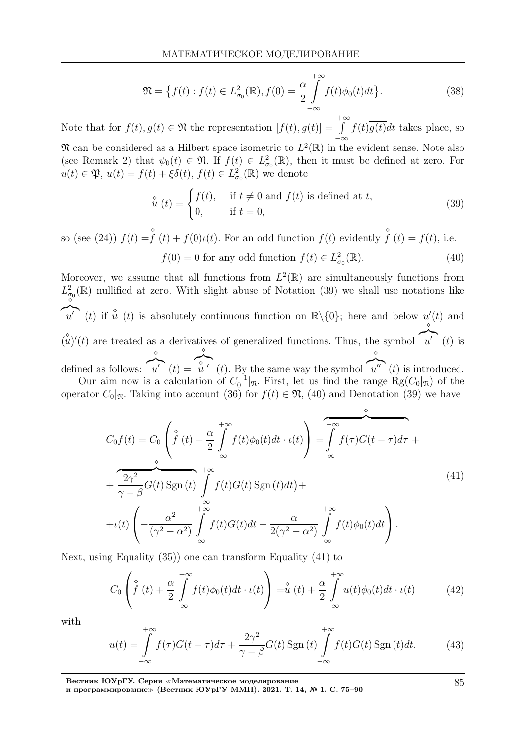$$\mathfrak{N} = \big\{ f(t) : f(t) \in L^2_{\sigma_0}(\mathbb{R}), f(0) = \frac{\alpha}{2} \int\limits_{-\infty}^{+\infty} f(t)\phi_0(t)dt \big\}. \tag{38}$$

Note that for $f(t), g(t) \in \mathfrak{N}$ the representation $[f(t), g(t)] = \int\limits_{-\infty}^{+\infty} f(t)\overline{g(t)}dt$ takes place, so $\mathfrak{N}$ can be considered as a Hilbert space isometric to $L^2(\mathbb{R})$ in the evident sense. Note also (see Remark 2) that $\psi_0(t) \in \mathfrak{N}$. If $f(t) \in L^2_{\sigma_0}(\mathbb{R})$, then it must be defined at zero. For $u(t) \in \mathfrak{P}$, $u(t) = f(t) + \xi\delta(t)$, $f(t) \in L^2_{\sigma_0}(\mathbb{R})$ we denote

$$\overset{\diamond}{u}(t) = \begin{cases} f(t), & \text{if } t \neq 0 \text{ and } f(t) \text{ is defined at } t, \\ 0, & \text{if } t = 0, \end{cases} \tag{39}$$

so (see (24)) $f(t) = \overset{\diamond}{f}(t) + f(0)\iota(t)$. For an odd function $f(t)$ evidently $\overset{\diamond}{f}(t) = f(t)$, i.e.

$$f(0) = 0 \text{ for any odd function } f(t) \in L^2_{\sigma_0}(\mathbb{R}). \tag{40}$$

Moreover, we assume that all functions from $L^2(\mathbb{R})$ are simultaneously functions from $L^2_{\sigma_0}(\mathbb{R})$ nullified at zero. With slight abuse of Notation (39) we shall use notations like $\overset{\diamond}{\widehat{u'}}(t)$ if $\overset{\diamond}{u}(t)$ is absolutely continuous function on $\mathbb{R}\backslash\{0\}$; here and below $u'(t)$ and $(\overset{\diamond}{u})'(t)$ are treated as a derivatives of generalized functions. Thus, the symbol $\overset{\diamond}{\widehat{u'}}(t)$ is defined as follows: $\overset{\diamond}{\widehat{u'}}(t) = \overset{\diamond}{\widehat{\overset{\diamond}{u}{}'}}(t)$. By the same way the symbol $\overset{\diamond}{\widehat{u''}}(t)$ is introduced.

Our aim now is a calculation of $C_0^{-1}|_{\mathfrak{N}}$. First, let us find the range $\mathrm{Rg}(C_0|_{\mathfrak{N}})$ of the operator $C_0|_{\mathfrak{N}}$. Taking into account (36) for $f(t) \in \mathfrak{N}$, (40) and Denotation (39) we have

$$\begin{gathered} C_0 f(t) = C_0 \left( \overset{\diamond}{f}(t) + \frac{\alpha}{2} \int\limits_{-\infty}^{+\infty} f(t)\phi_0(t)dt \cdot \iota(t) \right) = \overset{\diamond}{\overbrace{\int\limits_{-\infty}^{+\infty} f(\tau)G(t-\tau)d\tau}} + \\ + \overset{\diamond}{\overbrace{\frac{2\gamma^2}{\gamma-\beta} G(t)\,\mathrm{Sgn}\,(t)}} \int\limits_{-\infty}^{+\infty} f(t)G(t)\,\mathrm{Sgn}\,(t)dt \big) + \\ + \iota(t) \left( -\frac{\alpha^2}{(\gamma^2-\alpha^2)} \int\limits_{-\infty}^{+\infty} f(t)G(t)dt + \frac{\alpha}{2(\gamma^2-\alpha^2)} \int\limits_{-\infty}^{+\infty} f(t)\phi_0(t)dt \right). \end{gathered} \tag{41}$$

Next, using Equality (35)) one can transform Equality (41) to

$$C_0 \left( \overset{\diamond}{f}(t) + \frac{\alpha}{2} \int\limits_{-\infty}^{+\infty} f(t)\phi_0(t)dt \cdot \iota(t) \right) = \overset{\diamond}{u}(t) + \frac{\alpha}{2} \int\limits_{-\infty}^{+\infty} u(t)\phi_0(t)dt \cdot \iota(t) \tag{42}$$

with

$$u(t) = \int\limits_{-\infty}^{+\infty} f(\tau)G(t-\tau)d\tau + \frac{2\gamma^2}{\gamma-\beta} G(t)\,\mathrm{Sgn}\,(t) \int\limits_{-\infty}^{+\infty} f(t)G(t)\,\mathrm{Sgn}\,(t)dt. \tag{43}$$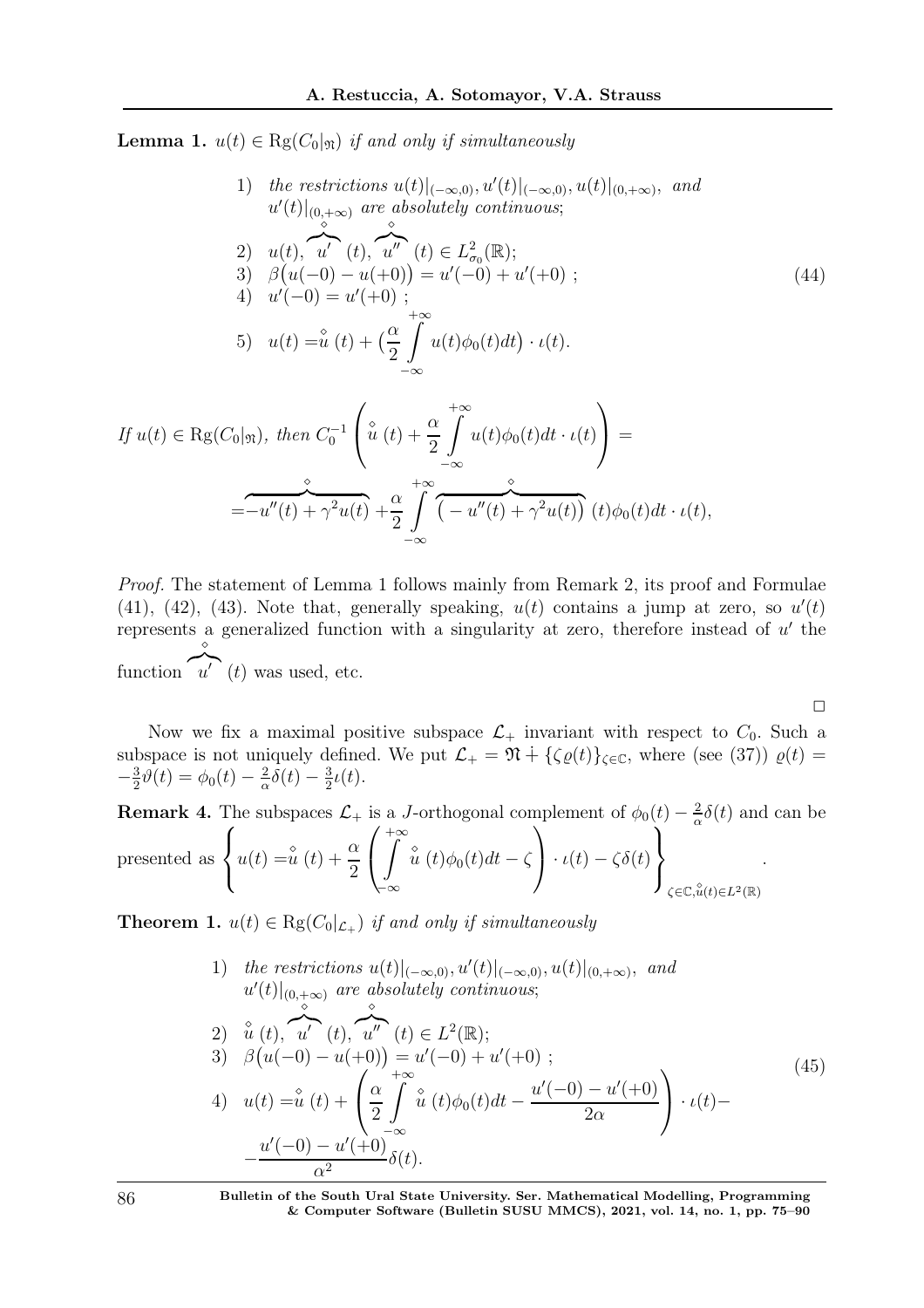**Lemma 1.** *$u(t) \in \mathrm{Rg}(C_0|_{\mathfrak{N}})$ if and only if simultaneously*

$$
\begin{aligned}
&1)\quad \text{the restrictions } u(t)|_{(-\infty,0)}, u'(t)|_{(-\infty,0)}, u(t)|_{(0,+\infty)}, \text{ and } \\
&\quad\;\; u'(t)|_{(0,+\infty)} \text{ are absolutely continuous};\\
&2)\quad u(t), \overbrace{u'}^{\diamond}(t), \overbrace{u''}^{\diamond}(t) \in L^2_{\sigma_0}(\mathbb{R});\\
&3)\quad \beta\big(u(-0)-u(+0)\big) = u'(-0)+u'(+0)\ ;\\
&4)\quad u'(-0) = u'(+0)\ ;\\
&5)\quad u(t) = \overset{\diamond}{u}(t) + \Big(\frac{\alpha}{2}\int_{-\infty}^{+\infty} u(t)\phi_0(t)dt\Big)\cdot \iota(t).
\end{aligned}
\tag{44}
$$

*If $u(t) \in \mathrm{Rg}(C_0|_{\mathfrak{N}})$, then*
$$
C_0^{-1}\left(\overset{\diamond}{u}(t) + \frac{\alpha}{2}\int_{-\infty}^{+\infty} u(t)\phi_0(t)dt\cdot\iota(t)\right) =
$$
$$
= \overbrace{-u''(t)+\gamma^2 u(t)}^{\diamond} + \frac{\alpha}{2}\int_{-\infty}^{+\infty} \overbrace{\big(-u''(t)+\gamma^2 u(t)\big)}^{\diamond}(t)\phi_0(t)dt\cdot\iota(t),
$$

*Proof.* The statement of Lemma 1 follows mainly from Remark 2, its proof and Formulae (41), (42), (43). Note that, generally speaking, $u(t)$ contains a jump at zero, so $u'(t)$ represents a generalized function with a singularity at zero, therefore instead of $u'$ the function $\overbrace{u'}^{\diamond}(t)$ was used, etc.

□

Now we fix a maximal positive subspace $\mathcal{L}_+$ invariant with respect to $C_0$. Such a subspace is not uniquely defined. We put $\mathcal{L}_+ = \mathfrak{N} \dotplus \{\zeta\varrho(t)\}_{\zeta\in\mathbb{C}}$, where (see (37)) $\varrho(t) = -\frac{3}{2}\vartheta(t) = \phi_0(t) - \frac{2}{\alpha}\delta(t) - \frac{3}{2}\iota(t)$.

**Remark 4.** The subspaces $\mathcal{L}_+$ is a $J$-orthogonal complement of $\phi_0(t) - \frac{2}{\alpha}\delta(t)$ and can be presented as $\left\{ u(t) = \overset{\diamond}{u}(t) + \frac{\alpha}{2}\left(\int_{-\infty}^{+\infty}\overset{\diamond}{u}(t)\phi_0(t)dt - \zeta\right)\cdot\iota(t) - \zeta\delta(t)\right\}_{\zeta\in\mathbb{C},\overset{\diamond}{u}(t)\in L^2(\mathbb{R})}$.

**Theorem 1.** *$u(t) \in \mathrm{Rg}(C_0|_{\mathcal{L}_+})$ if and only if simultaneously*

$$
\begin{aligned}
&1)\quad \text{the restrictions } u(t)|_{(-\infty,0)}, u'(t)|_{(-\infty,0)}, u(t)|_{(0,+\infty)}, \text{ and } \\
&\quad\;\; u'(t)|_{(0,+\infty)} \text{ are absolutely continuous};\\
&2)\quad \overset{\diamond}{u}(t), \overbrace{u'}^{\diamond}(t), \overbrace{u''}^{\diamond}(t) \in L^2(\mathbb{R});\\
&3)\quad \beta\big(u(-0)-u(+0)\big) = u'(-0)+u'(+0)\ ;\\
&4)\quad u(t) = \overset{\diamond}{u}(t) + \left(\frac{\alpha}{2}\int_{-\infty}^{+\infty}\overset{\diamond}{u}(t)\phi_0(t)dt - \frac{u'(-0)-u'(+0)}{2\alpha}\right)\cdot\iota(t) - \\
&\quad\;\; -\frac{u'(-0)-u'(+0)}{\alpha^2}\delta(t).
\end{aligned}
\tag{45}
$$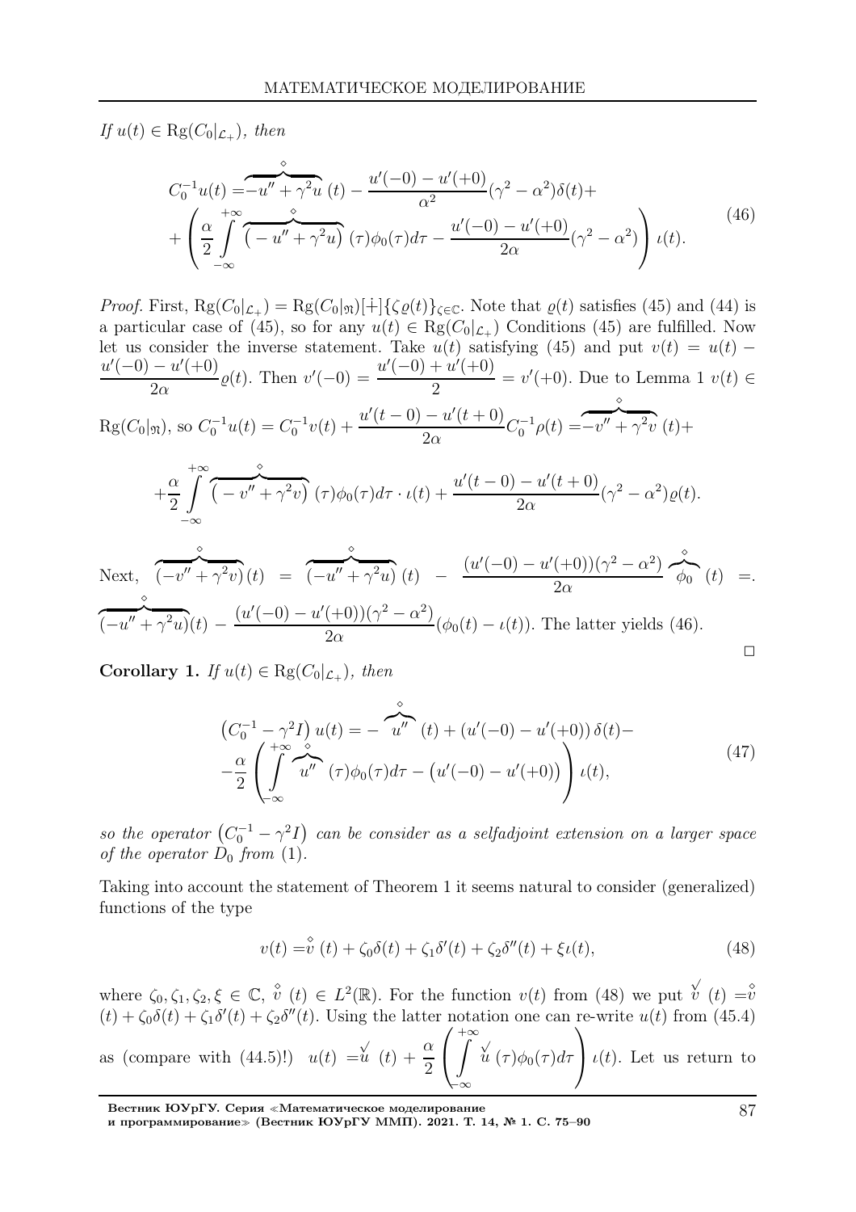*If $u(t) \in \mathrm{Rg}(C_0|_{\mathcal{L}_+})$, then*

$$C_0^{-1}u(t) = \overbrace{-u'' + \gamma^2 u}^{\diamond}(t) - \frac{u'(-0) - u'(+0)}{\alpha^2}(\gamma^2 - \alpha^2)\delta(t) + \\ + \left( \frac{\alpha}{2} \int_{-\infty}^{+\infty} \overbrace{\left(-u'' + \gamma^2 u\right)}^{\diamond}(\tau)\phi_0(\tau)d\tau - \frac{u'(-0) - u'(+0)}{2\alpha}(\gamma^2 - \alpha^2) \right) \iota(t). \tag{46}$$

*Proof.* First, $\mathrm{Rg}(C_0|_{\mathcal{L}_+}) = \mathrm{Rg}(C_0|_{\mathfrak{N}})[\dot{+}]\{\zeta\varrho(t)\}_{\zeta \in \mathbb{C}}$. Note that $\varrho(t)$ satisfies (45) and (44) is a particular case of (45), so for any $u(t) \in \mathrm{Rg}(C_0|_{\mathcal{L}_+})$ Conditions (45) are fulfilled. Now let us consider the inverse statement. Take $u(t)$ satisfying (45) and put $v(t) = u(t) - \dfrac{u'(-0) - u'(+0)}{2\alpha}\varrho(t)$. Then $v'(-0) = \dfrac{u'(-0) + u'(+0)}{2} = v'(+0)$. Due to Lemma 1 $v(t) \in \mathrm{Rg}(C_0|_{\mathfrak{N}})$, so $C_0^{-1}u(t) = C_0^{-1}v(t) + \dfrac{u'(t-0) - u'(t+0)}{2\alpha}C_0^{-1}\rho(t) = \overbrace{-v'' + \gamma^2 v}^{\diamond}(t) +$

$$+\frac{\alpha}{2} \int_{-\infty}^{+\infty} \overbrace{\left(-v'' + \gamma^2 v\right)}^{\diamond}(\tau)\phi_0(\tau)d\tau \cdot \iota(t) + \frac{u'(t-0) - u'(t+0)}{2\alpha}(\gamma^2 - \alpha^2)\varrho(t).$$

Next, $\overbrace{(-v'' + \gamma^2 v)}^{\diamond}(t) = \overbrace{(-u'' + \gamma^2 u)}^{\diamond}(t) - \dfrac{(u'(-0) - u'(+0))(\gamma^2 - \alpha^2)}{2\alpha}\overbrace{\phi_0}^{\diamond}(t) =.$ $\overbrace{(-u'' + \gamma^2 u)}^{\diamond}(t) - \dfrac{(u'(-0) - u'(+0))(\gamma^2 - \alpha^2)}{2\alpha}(\phi_0(t) - \iota(t))$. The latter yields (46).

$\square$

**Corollary 1.** *If $u(t) \in \mathrm{Rg}(C_0|_{\mathcal{L}_+})$, then*

$$\left(C_0^{-1} - \gamma^2 I\right)u(t) = -\overbrace{u''}^{\diamond}(t) + \left(u'(-0) - u'(+0)\right)\delta(t) - \\ -\frac{\alpha}{2}\left( \int_{-\infty}^{+\infty} \overbrace{u''}^{\diamond}(\tau)\phi_0(\tau)d\tau - \left(u'(-0) - u'(+0)\right) \right)\iota(t), \tag{47}$$

*so the operator $\left(C_0^{-1} - \gamma^2 I\right)$ can be consider as a selfadjoint extension on a larger space of the operator $D_0$ from* (1).

Taking into account the statement of Theorem 1 it seems natural to consider (generalized) functions of the type

$$v(t) = \overset{\diamond}{v}(t) + \zeta_0\delta(t) + \zeta_1\delta'(t) + \zeta_2\delta''(t) + \xi\iota(t), \tag{48}$$

where $\zeta_0, \zeta_1, \zeta_2, \xi \in \mathbb{C}$, $\overset{\diamond}{v}(t) \in L^2(\mathbb{R})$. For the function $v(t)$ from (48) we put $\overset{\vee}{v}(t) = \overset{\diamond}{v}(t) + \zeta_0\delta(t) + \zeta_1\delta'(t) + \zeta_2\delta''(t)$. Using the latter notation one can re-write $u(t)$ from (45.4) as (compare with (44.5)!) $u(t) = \overset{\vee}{u}(t) + \dfrac{\alpha}{2}\left(\displaystyle\int_{-\infty}^{+\infty} \overset{\vee}{u}(\tau)\phi_0(\tau)d\tau\right)\iota(t)$. Let us return to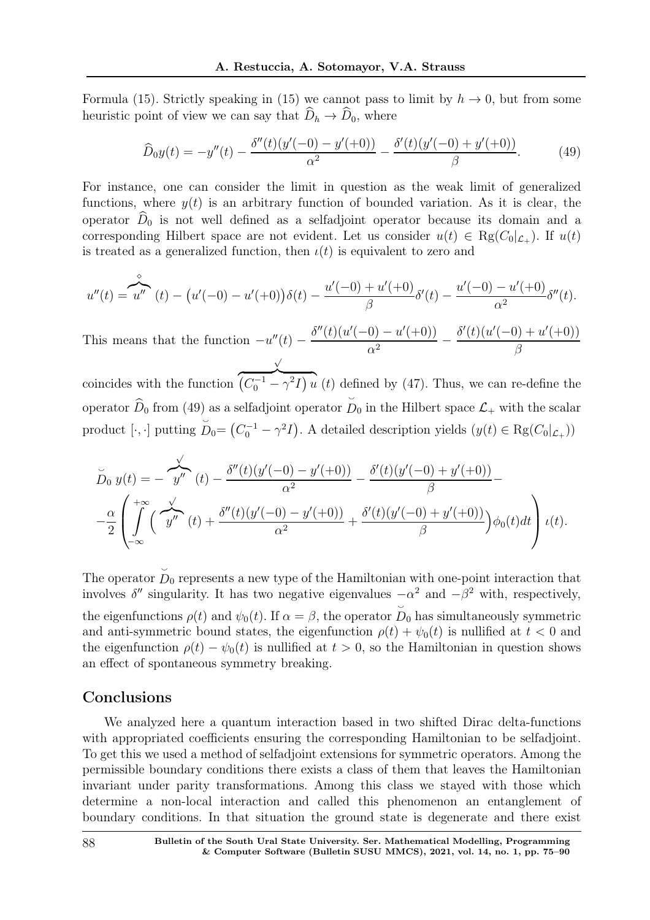Formula (15). Strictly speaking in (15) we cannot pass to limit by $h \to 0$, but from some heuristic point of view we can say that $\widehat{D}_h \to \widehat{D}_0$, where

$$\widehat{D}_0 y(t) = -y''(t) - \frac{\delta''(t)(y'(-0) - y'(+0))}{\alpha^2} - \frac{\delta'(t)(y'(-0) + y'(+0))}{\beta}. \tag{49}$$

For instance, one can consider the limit in question as the weak limit of generalized functions, where $y(t)$ is an arbitrary function of bounded variation. As it is clear, the operator $\widehat{D}_0$ is not well defined as a selfadjoint operator because its domain and a corresponding Hilbert space are not evident. Let us consider $u(t) \in \mathrm{Rg}(C_0|_{\mathcal{L}_+})$. If $u(t)$ is treated as a generalized function, then $\iota(t)$ is equivalent to zero and

$$u''(t) = \overbrace{u''}^{\diamond}(t) - \big(u'(-0) - u'(+0)\big)\delta(t) - \frac{u'(-0) + u'(+0)}{\beta}\delta'(t) - \frac{u'(-0) - u'(+0)}{\alpha^2}\delta''(t).$$

This means that the function $-u''(t) - \dfrac{\delta''(t)(u'(-0) - u'(+0))}{\alpha^2} - \dfrac{\delta'(t)(u'(-0) + u'(+0))}{\beta}$ coincides with the function $\overbrace{\left(C_0^{-1} - \gamma^2 I\right) u}^{\surd}(t)$ defined by (47). Thus, we can re-define the operator $\widehat{D}_0$ from (49) as a selfadjoint operator $\breve{D}_0$ in the Hilbert space $\mathcal{L}_+$ with the scalar product $[\cdot,\cdot]$ putting $\breve{D}_0 = \left(C_0^{-1} - \gamma^2 I\right)$. A detailed description yields $(y(t) \in \mathrm{Rg}(C_0|_{\mathcal{L}_+}))$

$$\breve{D}_0\, y(t) = -\overbrace{y''}^{\surd}(t) - \frac{\delta''(t)(y'(-0) - y'(+0))}{\alpha^2} - \frac{\delta'(t)(y'(-0) + y'(+0))}{\beta} -$$
$$-\frac{\alpha}{2}\left(\int_{-\infty}^{+\infty}\Big(\overbrace{y''}^{\surd}(t) + \frac{\delta''(t)(y'(-0) - y'(+0))}{\alpha^2} + \frac{\delta'(t)(y'(-0) + y'(+0))}{\beta}\Big)\phi_0(t)dt\right)\iota(t).$$

The operator $\breve{D}_0$ represents a new type of the Hamiltonian with one-point interaction that involves $\delta''$ singularity. It has two negative eigenvalues $-\alpha^2$ and $-\beta^2$ with, respectively, the eigenfunctions $\rho(t)$ and $\psi_0(t)$. If $\alpha = \beta$, the operator $\breve{D}_0$ has simultaneously symmetric and anti-symmetric bound states, the eigenfunction $\rho(t) + \psi_0(t)$ is nullified at $t < 0$ and the eigenfunction $\rho(t) - \psi_0(t)$ is nullified at $t > 0$, so the Hamiltonian in question shows an effect of spontaneous symmetry breaking.

## Conclusions

We analyzed here a quantum interaction based in two shifted Dirac delta-functions with appropriated coefficients ensuring the corresponding Hamiltonian to be selfadjoint. To get this we used a method of selfadjoint extensions for symmetric operators. Among the permissible boundary conditions there exists a class of them that leaves the Hamiltonian invariant under parity transformations. Among this class we stayed with those which determine a non-local interaction and called this phenomenon an entanglement of boundary conditions. In that situation the ground state is degenerate and there exist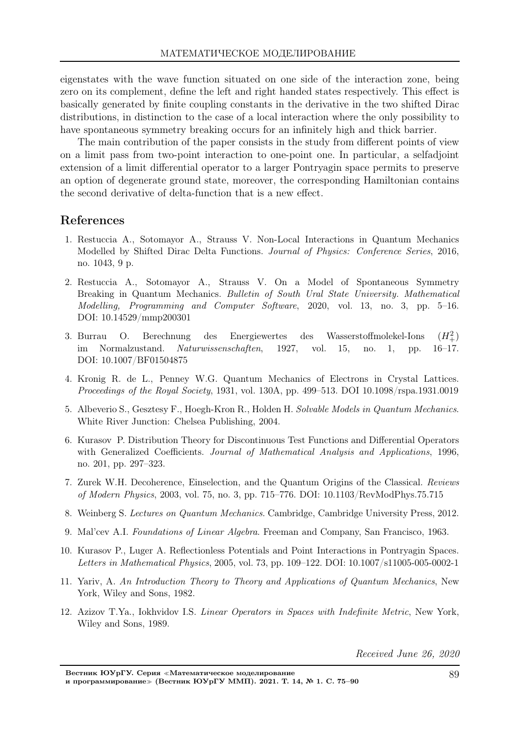eigenstates with the wave function situated on one side of the interaction zone, being zero on its complement, define the left and right handed states respectively. This effect is basically generated by finite coupling constants in the derivative in the two shifted Dirac distributions, in distinction to the case of a local interaction where the only possibility to have spontaneous symmetry breaking occurs for an infinitely high and thick barrier.

The main contribution of the paper consists in the study from different points of view on a limit pass from two-point interaction to one-point one. In particular, a selfadjoint extension of a limit differential operator to a larger Pontryagin space permits to preserve an option of degenerate ground state, moreover, the corresponding Hamiltonian contains the second derivative of delta-function that is a new effect.

## References

1. Restuccia A., Sotomayor A., Strauss V. Non-Local Interactions in Quantum Mechanics Modelled by Shifted Dirac Delta Functions. *Journal of Physics: Conference Series*, 2016, no. 1043, 9 p.
2. Restuccia A., Sotomayor A., Strauss V. On a Model of Spontaneous Symmetry Breaking in Quantum Mechanics. *Bulletin of South Ural State University. Mathematical Modelling, Programming and Computer Software*, 2020, vol. 13, no. 3, pp. 5–16. DOI: 10.14529/mmp200301
3. Burrau O. Berechnung des Energiewertes des Wasserstoffmolekel-Ions $(H_+^2)$ im Normalzustand. *Naturwissenschaften*, 1927, vol. 15, no. 1, pp. 16–17. DOI: 10.1007/BF01504875
4. Kronig R. de L., Penney W.G. Quantum Mechanics of Electrons in Crystal Lattices. *Proceedings of the Royal Society*, 1931, vol. 130A, pp. 499–513. DOI 10.1098/rspa.1931.0019
5. Albeverio S., Gesztesy F., Hoegh-Kron R., Holden H. *Solvable Models in Quantum Mechanics*. White River Junction: Chelsea Publishing, 2004.
6. Kurasov P. Distribution Theory for Discontinuous Test Functions and Differential Operators with Generalized Coefficients. *Journal of Mathematical Analysis and Applications*, 1996, no. 201, pp. 297–323.
7. Zurek W.H. Decoherence, Einselection, and the Quantum Origins of the Classical. *Reviews of Modern Physics*, 2003, vol. 75, no. 3, pp. 715–776. DOI: 10.1103/RevModPhys.75.715
8. Weinberg S. *Lectures on Quantum Mechanics*. Cambridge, Cambridge University Press, 2012.
9. Mal'cev A.I. *Foundations of Linear Algebra*. Freeman and Company, San Francisco, 1963.
10. Kurasov P., Luger A. Reflectionless Potentials and Point Interactions in Pontryagin Spaces. *Letters in Mathematical Physics*, 2005, vol. 73, pp. 109–122. DOI: 10.1007/s11005-005-0002-1
11. Yariv, A. *An Introduction Theory to Theory and Applications of Quantum Mechanics*, New York, Wiley and Sons, 1982.
12. Azizov T.Ya., Iokhvidov I.S. *Linear Operators in Spaces with Indefinite Metric*, New York, Wiley and Sons, 1989.

*Received June 26, 2020*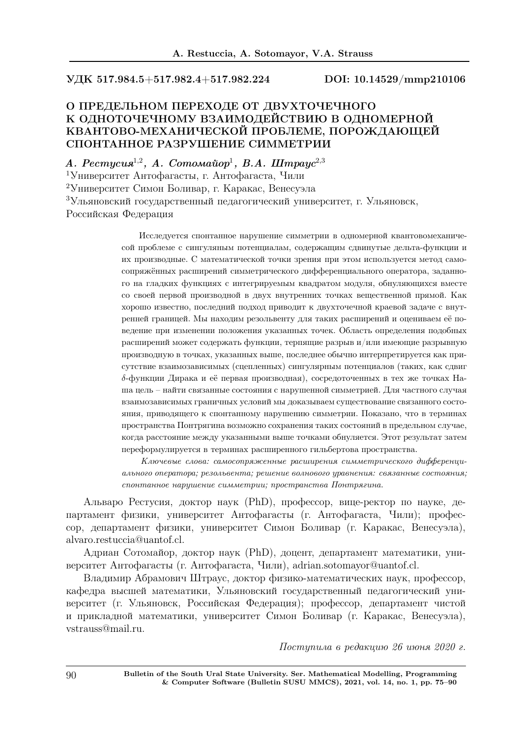**УДК 517.984.5+517.982.4+517.982.224** **DOI: 10.14529/mmp210106**

# О ПРЕДЕЛЬНОМ ПЕРЕХОДЕ ОТ ДВУХТОЧЕЧНОГО К ОДНОТОЧЕЧНОМУ ВЗАИМОДЕЙСТВИЮ В ОДНОМЕРНОЙ КВАНТОВО-МЕХАНИЧЕСКОЙ ПРОБЛЕМЕ, ПОРОЖДАЮЩЕЙ СПОНТАННОЕ РАЗРУШЕНИЕ СИММЕТРИИ

***А. Рестусия***[1,2]***, А. Сотомайор***[1]***, В.А. Штраус***[2,3]

[1]Университет Антофагасты, г. Антофагаста, Чили

[2]Университет Симон Боливар, г. Каракас, Венесуэла

[3]Ульяновский государственный педагогический университет, г. Ульяновск, Российская Федерация

Исследуется спонтанное нарушение симметрии в одномерной квантовомеханичесой проблеме с сингуляным потенциалам, содержащим сдвинутые дельта-функции и их производные. С математической точки зрения при этом используется метод самосопряжённых расширений симметрического дифференциального оператора, заданного на гладких функциях с интегрируемым квадратом модуля, обнуляющихся вместе со своей первой производной в двух внутренних точках вещественной прямой. Как хорошо известно, последний подход приводит к двухточечной краевой задаче с внутренней границей. Мы находим резольвенту для таких расширений и оцениваем её поведение при изменении положения указанных точек. Область определения подобных расширений может содержать функции, терпящие разрыв и/или имеющие разрывную производную в точках, указанных выше, последнее обычно интерпретируется как присутствие взаимозависимых (сцепленных) сингулярным потенциалов (таких, как сдвиг $\delta$-функции Дирака и её первая производная), сосредоточенных в тех же точках Наша цель – найти связанные состояния с нарушенной симметрией. Для частного случая взаимозависимых граничных условий мы доказываем существование связанного состояния, приводящего к спонтанному нарушению симметрии. Показано, что в терминах пространства Понтрягина возможно сохранения таких состояний в предельном случае, когда расстояние между указанными выше точками обнуляется. Этот результат затем переформулируется в терминах расширенного гильбертова пространства.

*Ключевые слова: самосопряженные расширения симметрического дифференциального оператора; резольвента; решение волнового уравнения: связанные состояния; спонтанное нарушение симметрии; пространства Понтрягина.*

Альваро Рестусия, доктор наук (PhD), профессор, вице-ректор по науке, департамент физики, университет Антофагасты (г. Антофагаста, Чили); профессор, департамент физики, университет Симон Боливар (г. Каракас, Венесуэла), alvaro.restuccia@uantof.cl.

Адриан Сотомайор, доктор наук (PhD), доцент, департамент математики, университет Антофагасты (г. Антофагаста, Чили), adrian.sotomayor@uantof.cl.

Владимир Абрамович Штраус, доктор физико-математических наук, профессор, кафедра высшей математики, Ульяновский государственный педагогический университет (г. Ульяновск, Российская Федерация); профессор, департамент чистой и прикладной математики, университет Симон Боливар (г. Каракас, Венесуэла), vstrauss@mail.ru.

*Поступила в редакцию 26 июня 2020 г.*